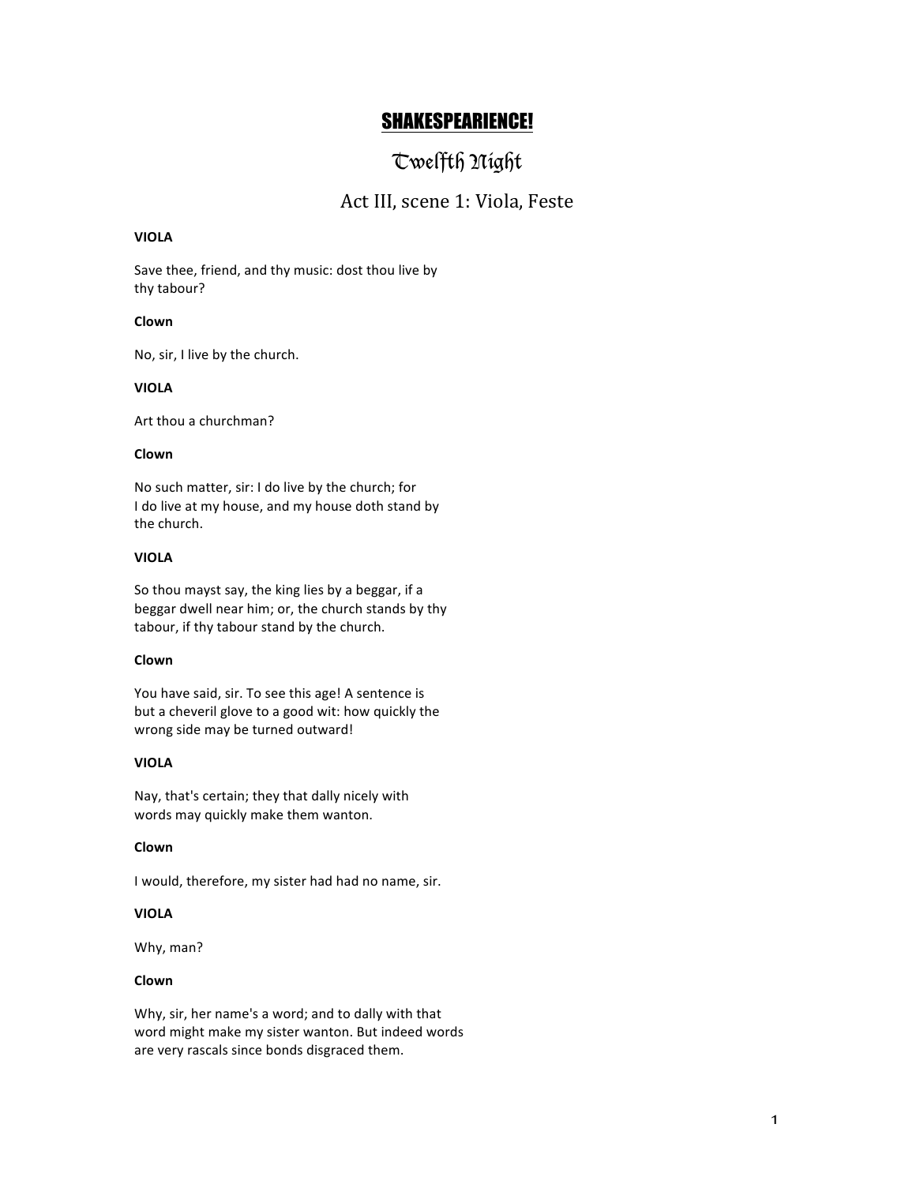# SHAKESPEARIENCE!

## Twelfth Night

### Act III, scene 1: Viola, Feste

**VIOLA**

Save thee, friend, and thy music: dost thou live by
thy tabour?

**Clown**

No, sir, I live by the church.

**VIOLA**

Art thou a churchman?

**Clown**

No such matter, sir: I do live by the church; for
I do live at my house, and my house doth stand by
the church.

**VIOLA**

So thou mayst say, the king lies by a beggar, if a
beggar dwell near him; or, the church stands by thy
tabour, if thy tabour stand by the church.

**Clown**

You have said, sir. To see this age! A sentence is
but a cheveril glove to a good wit: how quickly the
wrong side may be turned outward!

**VIOLA**

Nay, that's certain; they that dally nicely with
words may quickly make them wanton.

**Clown**

I would, therefore, my sister had had no name, sir.

**VIOLA**

Why, man?

**Clown**

Why, sir, her name's a word; and to dally with that
word might make my sister wanton. But indeed words
are very rascals since bonds disgraced them.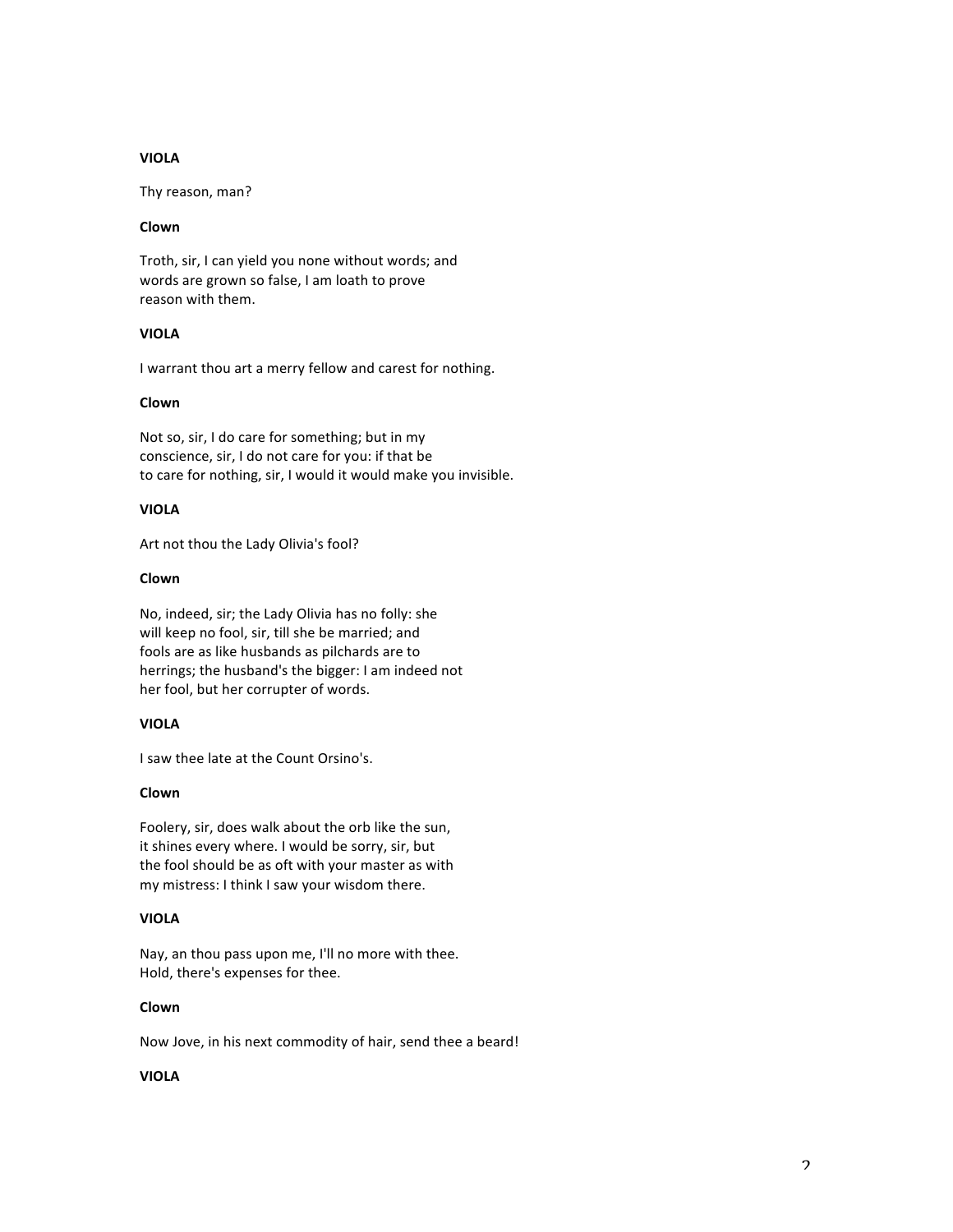**VIOLA**

Thy reason, man?

**Clown**

Troth, sir, I can yield you none without words; and
words are grown so false, I am loath to prove
reason with them.

**VIOLA**

I warrant thou art a merry fellow and carest for nothing.

**Clown**

Not so, sir, I do care for something; but in my
conscience, sir, I do not care for you: if that be
to care for nothing, sir, I would it would make you invisible.

**VIOLA**

Art not thou the Lady Olivia's fool?

**Clown**

No, indeed, sir; the Lady Olivia has no folly: she
will keep no fool, sir, till she be married; and
fools are as like husbands as pilchards are to
herrings; the husband's the bigger: I am indeed not
her fool, but her corrupter of words.

**VIOLA**

I saw thee late at the Count Orsino's.

**Clown**

Foolery, sir, does walk about the orb like the sun,
it shines every where. I would be sorry, sir, but
the fool should be as oft with your master as with
my mistress: I think I saw your wisdom there.

**VIOLA**

Nay, an thou pass upon me, I'll no more with thee.
Hold, there's expenses for thee.

**Clown**

Now Jove, in his next commodity of hair, send thee a beard!

**VIOLA**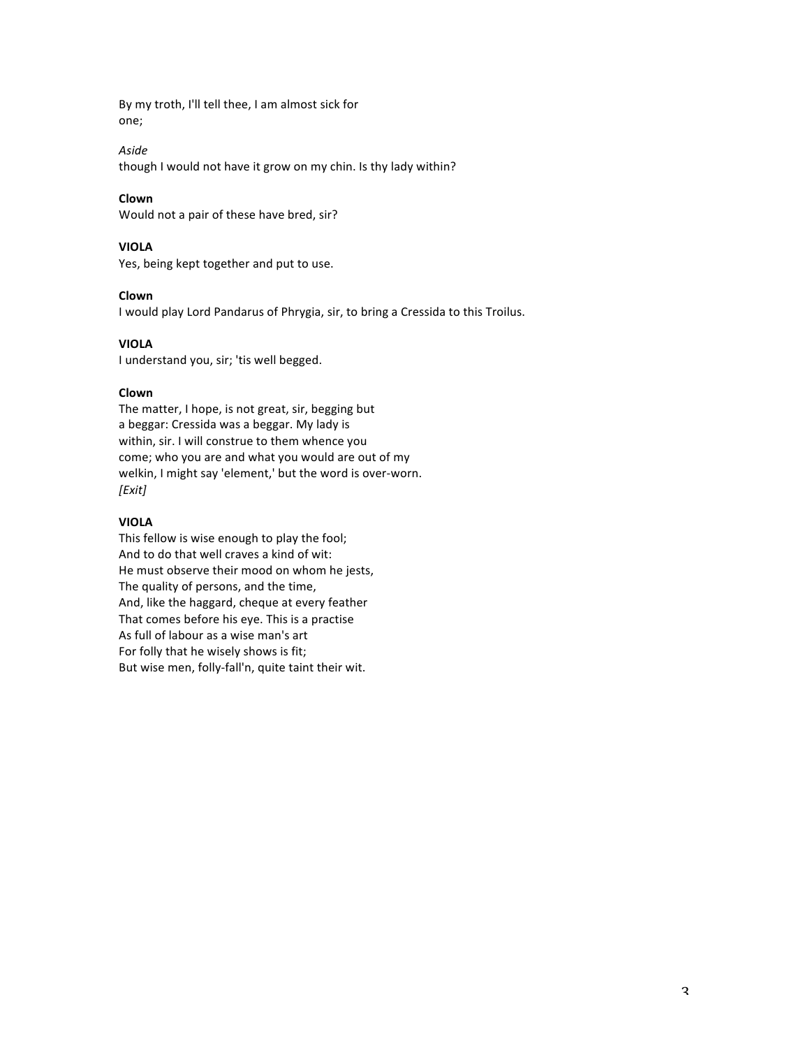By my troth, I'll tell thee, I am almost sick for
one;

*Aside*
though I would not have it grow on my chin. Is thy lady within?

**Clown**
Would not a pair of these have bred, sir?

**VIOLA**
Yes, being kept together and put to use.

**Clown**
I would play Lord Pandarus of Phrygia, sir, to bring a Cressida to this Troilus.

**VIOLA**
I understand you, sir; 'tis well begged.

**Clown**
The matter, I hope, is not great, sir, begging but
a beggar: Cressida was a beggar. My lady is
within, sir. I will construe to them whence you
come; who you are and what you would are out of my
welkin, I might say 'element,' but the word is over-worn.
*[Exit]*

**VIOLA**
This fellow is wise enough to play the fool;
And to do that well craves a kind of wit:
He must observe their mood on whom he jests,
The quality of persons, and the time,
And, like the haggard, cheque at every feather
That comes before his eye. This is a practise
As full of labour as a wise man's art
For folly that he wisely shows is fit;
But wise men, folly-fall'n, quite taint their wit.